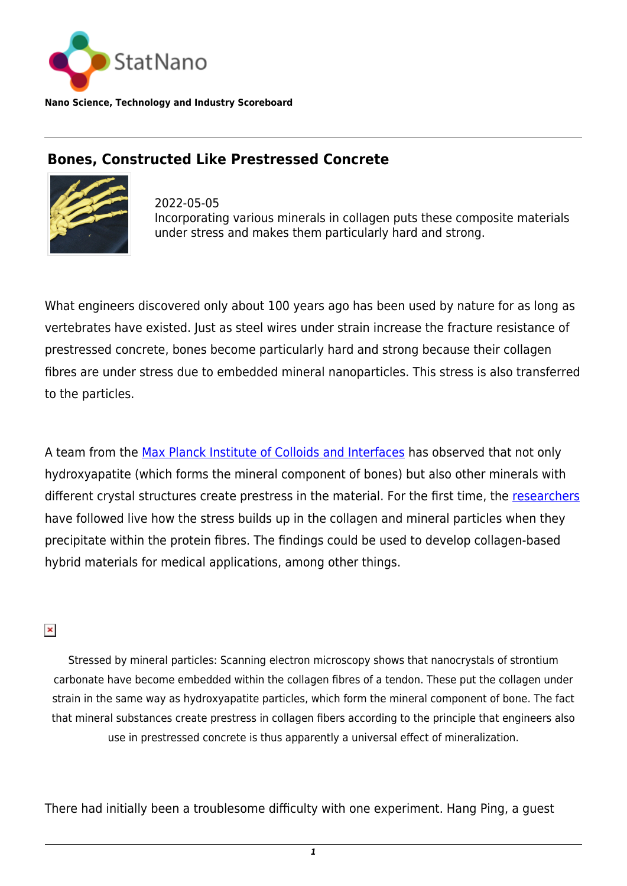StatNano

**Nano Science, Technology and Industry Scoreboard**

## Bones, Constructed Like Prestressed Concrete

2022-05-05
Incorporating various minerals in collagen puts these composite materials under stress and makes them particularly hard and strong.

What engineers discovered only about 100 years ago has been used by nature for as long as vertebrates have existed. Just as steel wires under strain increase the fracture resistance of prestressed concrete, bones become particularly hard and strong because their collagen fibres are under stress due to embedded mineral nanoparticles. This stress is also transferred to the particles.

A team from the Max Planck Institute of Colloids and Interfaces has observed that not only hydroxyapatite (which forms the mineral component of bones) but also other minerals with different crystal structures create prestress in the material. For the first time, the researchers have followed live how the stress builds up in the collagen and mineral particles when they precipitate within the protein fibres. The findings could be used to develop collagen-based hybrid materials for medical applications, among other things.

Stressed by mineral particles: Scanning electron microscopy shows that nanocrystals of strontium carbonate have become embedded within the collagen fibres of a tendon. These put the collagen under strain in the same way as hydroxyapatite particles, which form the mineral component of bone. The fact that mineral substances create prestress in collagen fibers according to the principle that engineers also use in prestressed concrete is thus apparently a universal effect of mineralization.

There had initially been a troublesome difficulty with one experiment. Hang Ping, a guest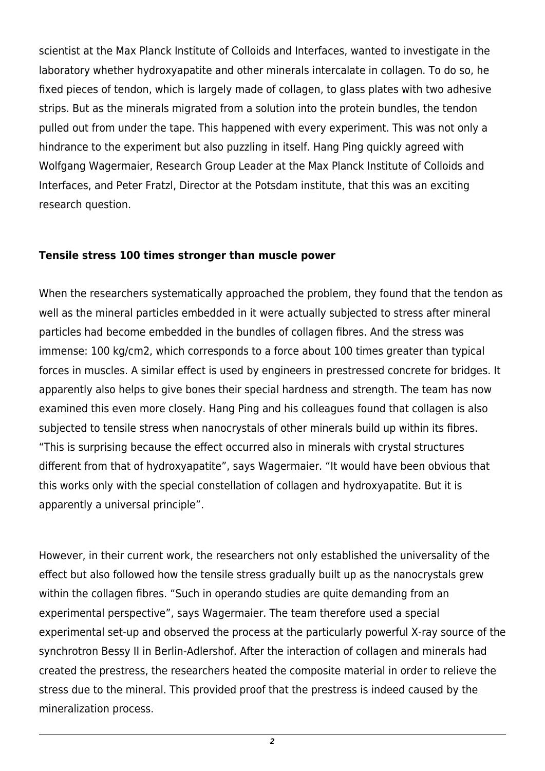scientist at the Max Planck Institute of Colloids and Interfaces, wanted to investigate in the laboratory whether hydroxyapatite and other minerals intercalate in collagen. To do so, he fixed pieces of tendon, which is largely made of collagen, to glass plates with two adhesive strips. But as the minerals migrated from a solution into the protein bundles, the tendon pulled out from under the tape. This happened with every experiment. This was not only a hindrance to the experiment but also puzzling in itself. Hang Ping quickly agreed with Wolfgang Wagermaier, Research Group Leader at the Max Planck Institute of Colloids and Interfaces, and Peter Fratzl, Director at the Potsdam institute, that this was an exciting research question.

**Tensile stress 100 times stronger than muscle power**

When the researchers systematically approached the problem, they found that the tendon as well as the mineral particles embedded in it were actually subjected to stress after mineral particles had become embedded in the bundles of collagen fibres. And the stress was immense: 100 kg/cm2, which corresponds to a force about 100 times greater than typical forces in muscles. A similar effect is used by engineers in prestressed concrete for bridges. It apparently also helps to give bones their special hardness and strength. The team has now examined this even more closely. Hang Ping and his colleagues found that collagen is also subjected to tensile stress when nanocrystals of other minerals build up within its fibres. “This is surprising because the effect occurred also in minerals with crystal structures different from that of hydroxyapatite”, says Wagermaier. “It would have been obvious that this works only with the special constellation of collagen and hydroxyapatite. But it is apparently a universal principle”.

However, in their current work, the researchers not only established the universality of the effect but also followed how the tensile stress gradually built up as the nanocrystals grew within the collagen fibres. “Such in operando studies are quite demanding from an experimental perspective”, says Wagermaier. The team therefore used a special experimental set-up and observed the process at the particularly powerful X-ray source of the synchrotron Bessy II in Berlin-Adlershof. After the interaction of collagen and minerals had created the prestress, the researchers heated the composite material in order to relieve the stress due to the mineral. This provided proof that the prestress is indeed caused by the mineralization process.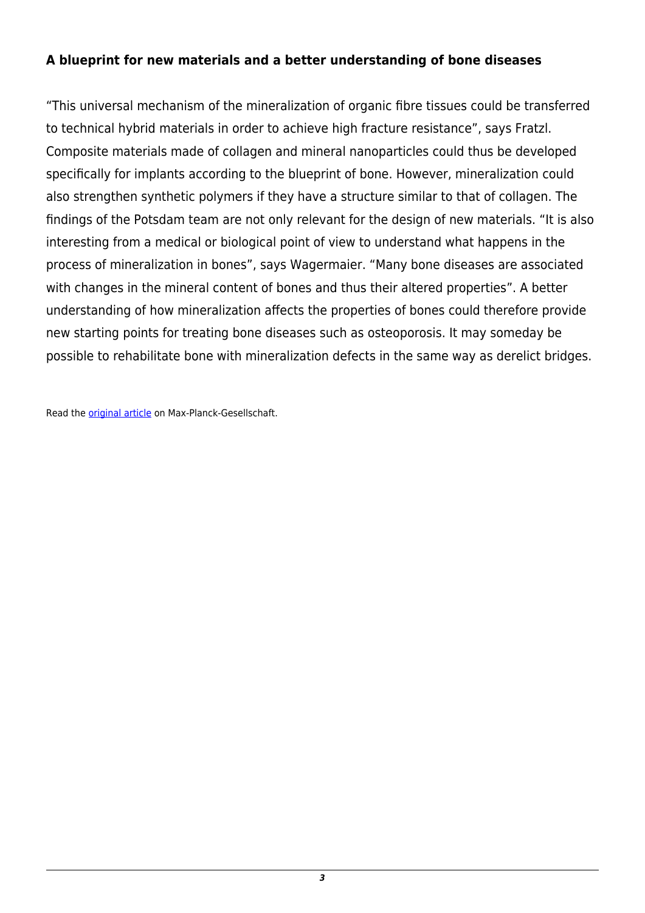## A blueprint for new materials and a better understanding of bone diseases

“This universal mechanism of the mineralization of organic fibre tissues could be transferred to technical hybrid materials in order to achieve high fracture resistance”, says Fratzl. Composite materials made of collagen and mineral nanoparticles could thus be developed specifically for implants according to the blueprint of bone. However, mineralization could also strengthen synthetic polymers if they have a structure similar to that of collagen. The findings of the Potsdam team are not only relevant for the design of new materials. “It is also interesting from a medical or biological point of view to understand what happens in the process of mineralization in bones”, says Wagermaier. “Many bone diseases are associated with changes in the mineral content of bones and thus their altered properties”. A better understanding of how mineralization affects the properties of bones could therefore provide new starting points for treating bone diseases such as osteoporosis. It may someday be possible to rehabilitate bone with mineralization defects in the same way as derelict bridges.

Read the original article on Max-Planck-Gesellschaft.